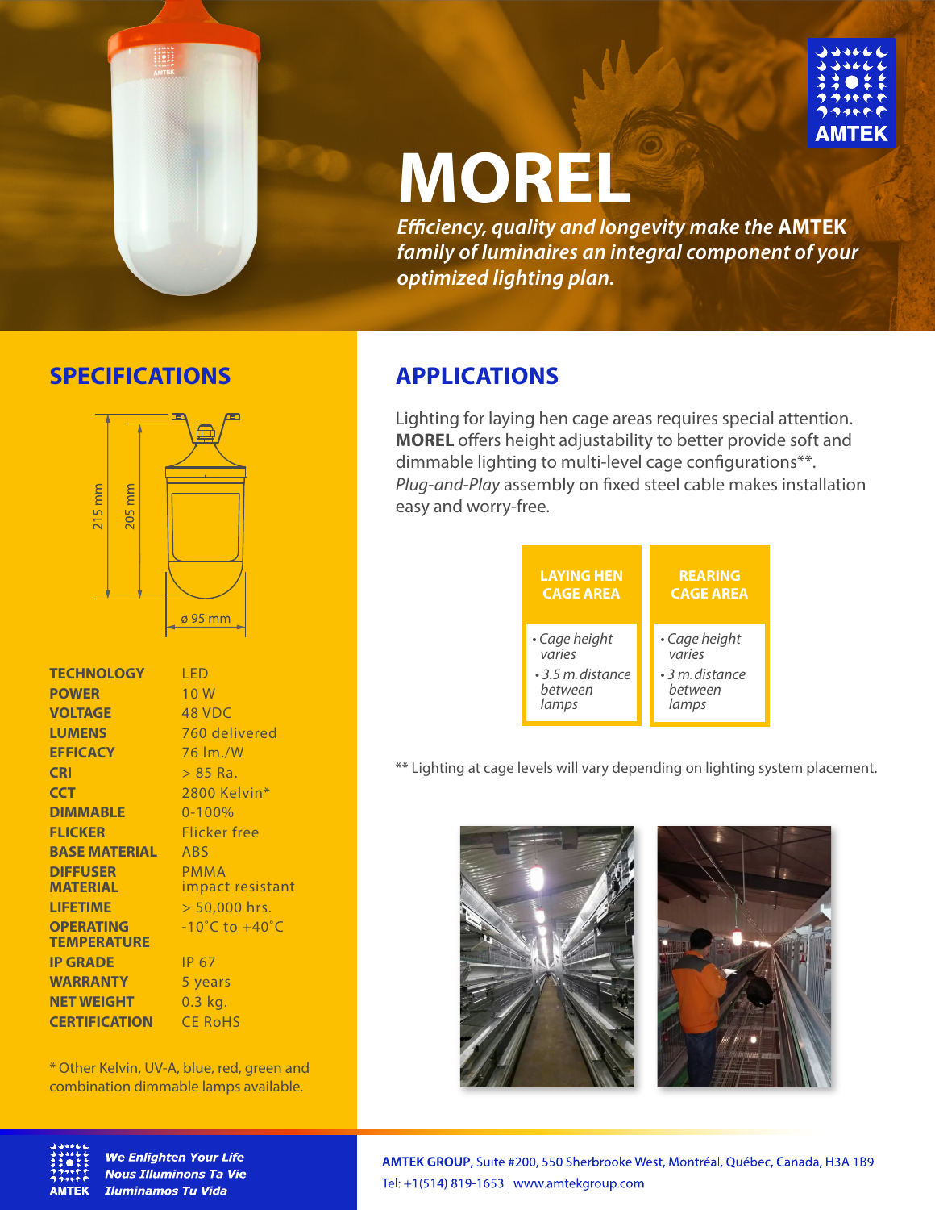AMTEK

# MOREL

***Efficiency, quality and longevity make the AMTEK family of luminaires an integral component of your optimized lighting plan.***

## SPECIFICATIONS

215 mm
205 mm
ø 95 mm

| | |
|---|---|
| **TECHNOLOGY** | LED |
| **POWER** | 10 W |
| **VOLTAGE** | 48 VDC |
| **LUMENS** | 760 delivered |
| **EFFICACY** | 76 lm./W |
| **CRI** | > 85 Ra. |
| **CCT** | 2800 Kelvin* |
| **DIMMABLE** | 0-100% |
| **FLICKER** | Flicker free |
| **BASE MATERIAL** | ABS |
| **DIFFUSER MATERIAL** | PMMA impact resistant |
| **LIFETIME** | > 50,000 hrs. |
| **OPERATING TEMPERATURE** | -10˚C to +40˚C |
| **IP GRADE** | IP 67 |
| **WARRANTY** | 5 years |
| **NET WEIGHT** | 0.3 kg. |
| **CERTIFICATION** | CE RoHS |

* Other Kelvin, UV-A, blue, red, green and combination dimmable lamps available.

## APPLICATIONS

Lighting for laying hen cage areas requires special attention. **MOREL** offers height adjustability to better provide soft and dimmable lighting to multi-level cage configurations**. *Plug-and-Play* assembly on fixed steel cable makes installation easy and worry-free.

| LAYING HEN CAGE AREA | REARING CAGE AREA |
|---|---|
| • *Cage height varies*<br>• *3.5 m. distance between lamps* | • *Cage height varies*<br>• *3 m. distance between lamps* |

** Lighting at cage levels will vary depending on lighting system placement.

AMTEK

***We Enlighten Your Life***
***Nous Illuminons Ta Vie***
***Iluminamos Tu Vida***

**AMTEK GROUP**, Suite #200, 550 Sherbrooke West, Montréal, Québec, Canada, H3A 1B9
Tel: +1(514) 819-1653 | www.amtekgroup.com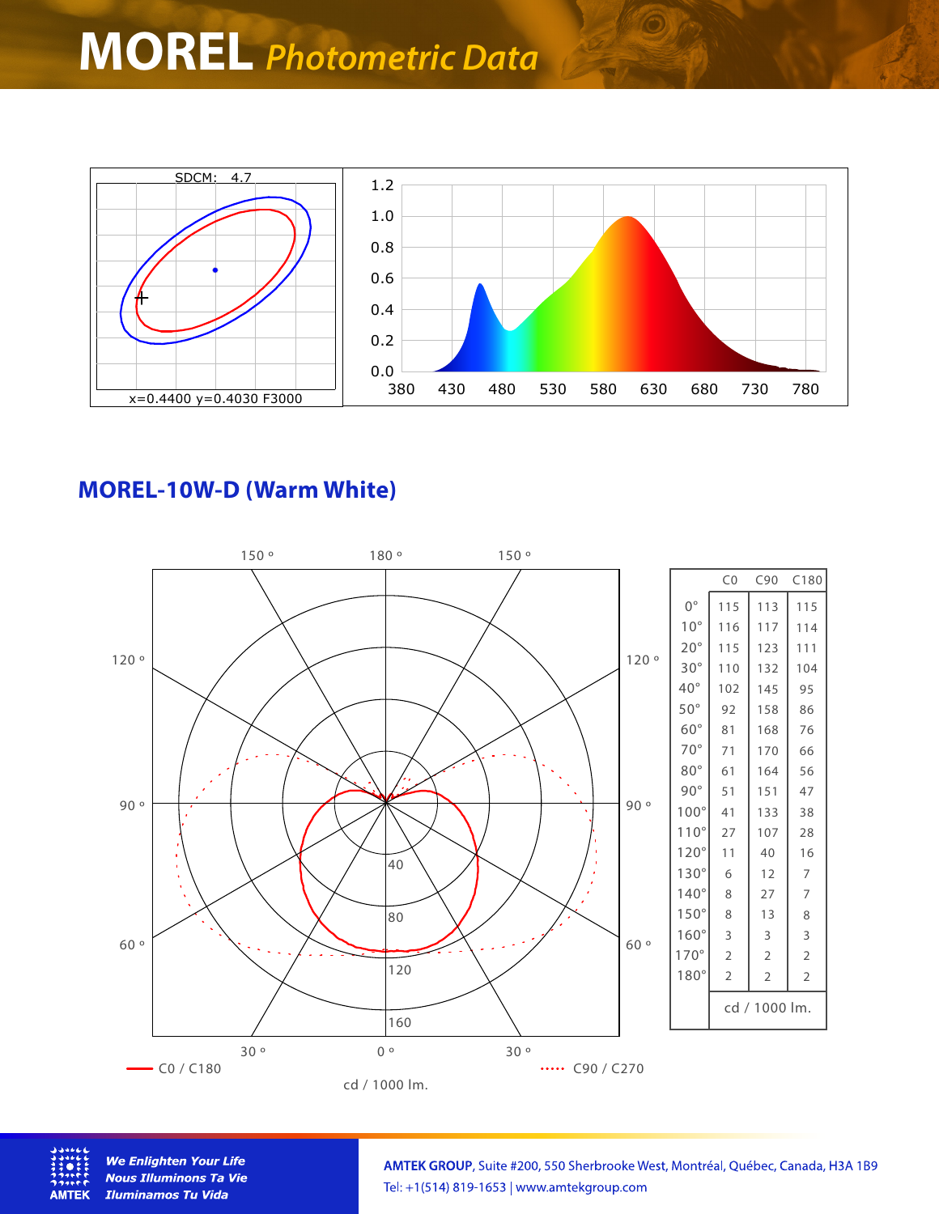# MOREL *Photometric Data*

SDCM: 4.7

x=0.4400 y=0.4030 F3000

1.2
1.0
0.8
0.6
0.4
0.2
0.0
380 430 480 530 580 630 680 730 780

## MOREL-10W-D (Warm White)

150 ° 180 ° 150 °
120 ° 120 °
90 ° 90 °
60 ° 60 °
30 ° 0 ° 30 °
40
80
120
160

C0 / C180
C90 / C270

cd / 1000 lm.

| | C0 | C90 | C180 |
|---|---|---|---|
| 0° | 115 | 113 | 115 |
| 10° | 116 | 117 | 114 |
| 20° | 115 | 123 | 111 |
| 30° | 110 | 132 | 104 |
| 40° | 102 | 145 | 95 |
| 50° | 92 | 158 | 86 |
| 60° | 81 | 168 | 76 |
| 70° | 71 | 170 | 66 |
| 80° | 61 | 164 | 56 |
| 90° | 51 | 151 | 47 |
| 100° | 41 | 133 | 38 |
| 110° | 27 | 107 | 28 |
| 120° | 11 | 40 | 16 |
| 130° | 6 | 12 | 7 |
| 140° | 8 | 27 | 7 |
| 150° | 8 | 13 | 8 |
| 160° | 3 | 3 | 3 |
| 170° | 2 | 2 | 2 |
| 180° | 2 | 2 | 2 |
| | cd / 1000 lm. | | |

AMTEK

***We Enlighten Your Life***
***Nous Illuminons Ta Vie***
***Iluminamos Tu Vida***

**AMTEK GROUP**, Suite #200, 550 Sherbrooke West, Montréal, Québec, Canada, H3A 1B9
Tel: +1(514) 819-1653 | www.amtekgroup.com